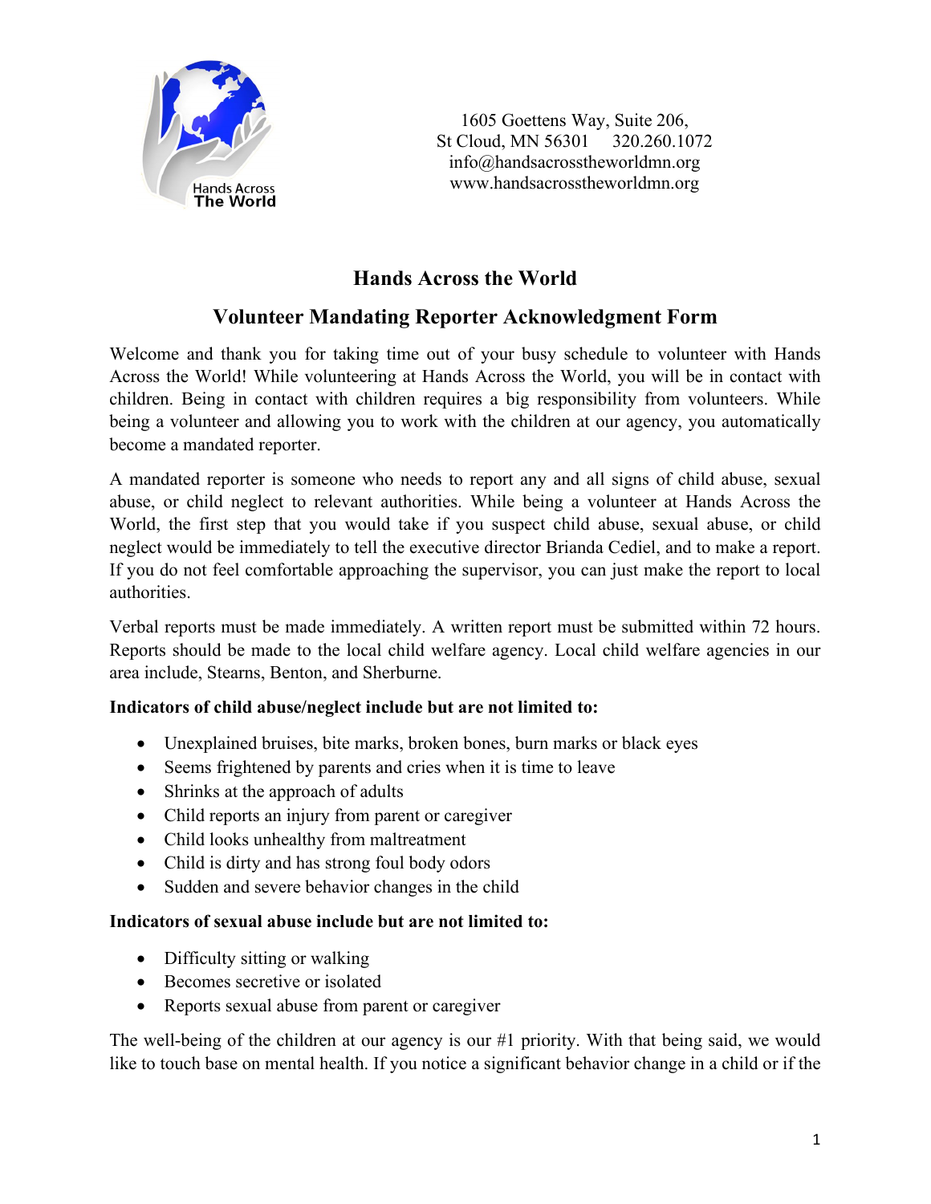1605 Goettens Way, Suite 206,
St Cloud, MN 56301 320.260.1072
info@handsacrosstheworldmn.org
www.handsacrosstheworldmn.org

# Hands Across the World

## Volunteer Mandating Reporter Acknowledgment Form

Welcome and thank you for taking time out of your busy schedule to volunteer with Hands Across the World! While volunteering at Hands Across the World, you will be in contact with children. Being in contact with children requires a big responsibility from volunteers. While being a volunteer and allowing you to work with the children at our agency, you automatically become a mandated reporter.

A mandated reporter is someone who needs to report any and all signs of child abuse, sexual abuse, or child neglect to relevant authorities. While being a volunteer at Hands Across the World, the first step that you would take if you suspect child abuse, sexual abuse, or child neglect would be immediately to tell the executive director Brianda Cediel, and to make a report. If you do not feel comfortable approaching the supervisor, you can just make the report to local authorities.

Verbal reports must be made immediately. A written report must be submitted within 72 hours. Reports should be made to the local child welfare agency. Local child welfare agencies in our area include, Stearns, Benton, and Sherburne.

**Indicators of child abuse/neglect include but are not limited to:**

- Unexplained bruises, bite marks, broken bones, burn marks or black eyes
- Seems frightened by parents and cries when it is time to leave
- Shrinks at the approach of adults
- Child reports an injury from parent or caregiver
- Child looks unhealthy from maltreatment
- Child is dirty and has strong foul body odors
- Sudden and severe behavior changes in the child

**Indicators of sexual abuse include but are not limited to:**

- Difficulty sitting or walking
- Becomes secretive or isolated
- Reports sexual abuse from parent or caregiver

The well-being of the children at our agency is our #1 priority. With that being said, we would like to touch base on mental health. If you notice a significant behavior change in a child or if the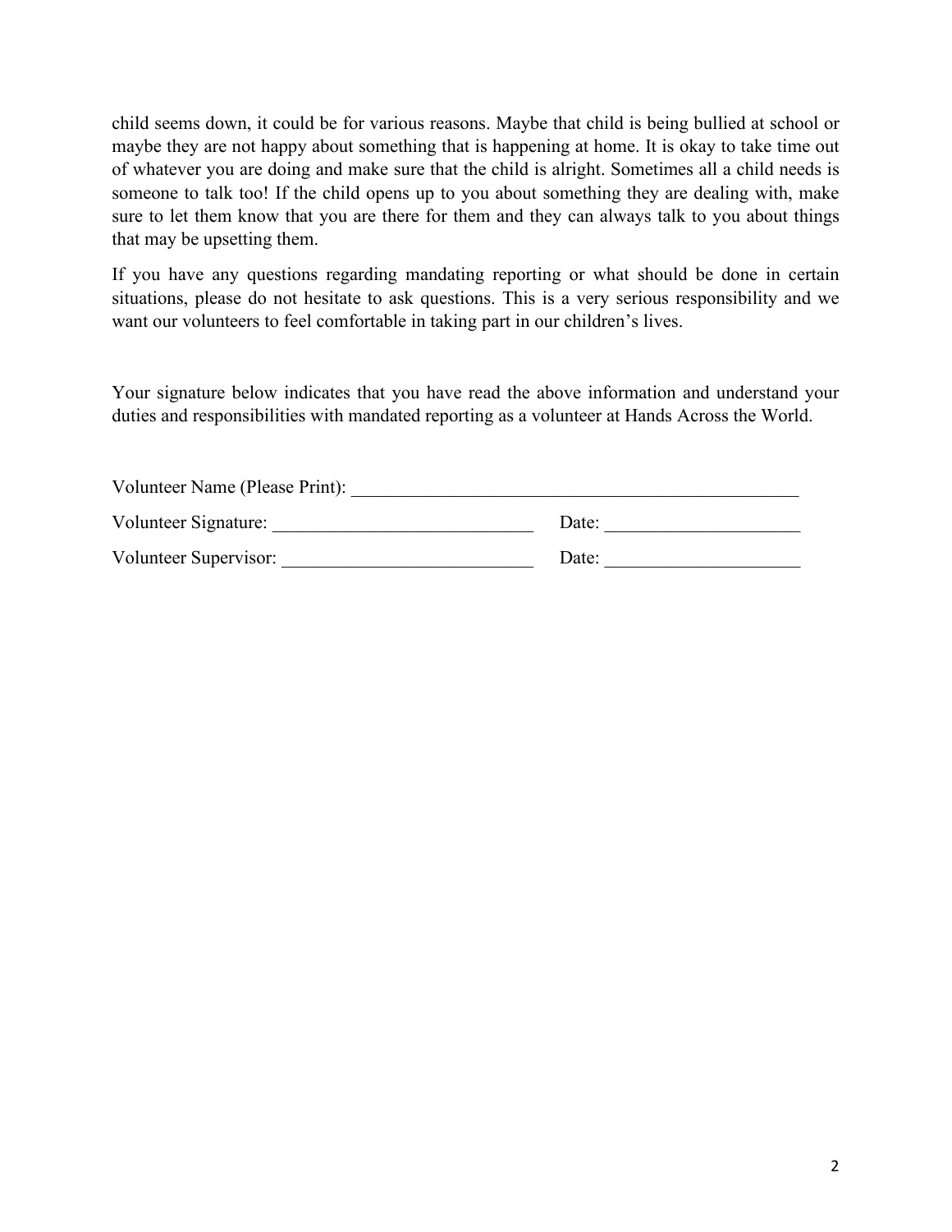child seems down, it could be for various reasons. Maybe that child is being bullied at school or maybe they are not happy about something that is happening at home. It is okay to take time out of whatever you are doing and make sure that the child is alright. Sometimes all a child needs is someone to talk too! If the child opens up to you about something they are dealing with, make sure to let them know that you are there for them and they can always talk to you about things that may be upsetting them.

If you have any questions regarding mandating reporting or what should be done in certain situations, please do not hesitate to ask questions. This is a very serious responsibility and we want our volunteers to feel comfortable in taking part in our children's lives.

Your signature below indicates that you have read the above information and understand your duties and responsibilities with mandated reporting as a volunteer at Hands Across the World.

Volunteer Name (Please Print): ___________________________________________________

Volunteer Signature: ____________________________ Date: _____________________

Volunteer Supervisor: ___________________________ Date: _____________________